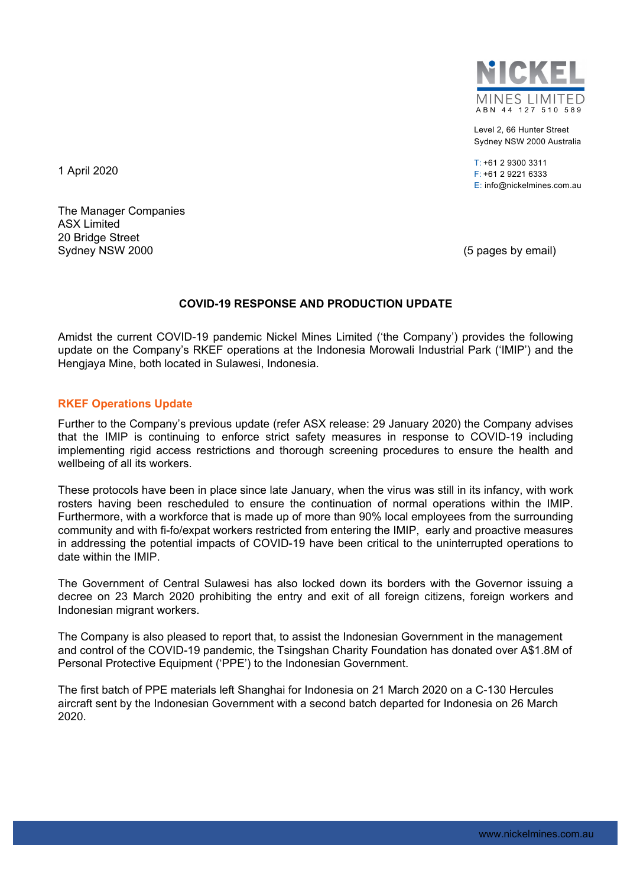**NICKEL MINES LIMITED**
ABN 44 127 510 589

Level 2, 66 Hunter Street
Sydney NSW 2000 Australia

T: +61 2 9300 3311
F: +61 2 9221 6333
E: info@nickelmines.com.au

1 April 2020

The Manager Companies
ASX Limited
20 Bridge Street
Sydney NSW 2000

(5 pages by email)

## COVID-19 RESPONSE AND PRODUCTION UPDATE

Amidst the current COVID-19 pandemic Nickel Mines Limited ('the Company') provides the following update on the Company's RKEF operations at the Indonesia Morowali Industrial Park ('IMIP') and the Hengjaya Mine, both located in Sulawesi, Indonesia.

### RKEF Operations Update

Further to the Company's previous update (refer ASX release: 29 January 2020) the Company advises that the IMIP is continuing to enforce strict safety measures in response to COVID-19 including implementing rigid access restrictions and thorough screening procedures to ensure the health and wellbeing of all its workers.

These protocols have been in place since late January, when the virus was still in its infancy, with work rosters having been rescheduled to ensure the continuation of normal operations within the IMIP. Furthermore, with a workforce that is made up of more than 90% local employees from the surrounding community and with fi-fo/expat workers restricted from entering the IMIP, early and proactive measures in addressing the potential impacts of COVID-19 have been critical to the uninterrupted operations to date within the IMIP.

The Government of Central Sulawesi has also locked down its borders with the Governor issuing a decree on 23 March 2020 prohibiting the entry and exit of all foreign citizens, foreign workers and Indonesian migrant workers.

The Company is also pleased to report that, to assist the Indonesian Government in the management and control of the COVID-19 pandemic, the Tsingshan Charity Foundation has donated over A$1.8M of Personal Protective Equipment ('PPE') to the Indonesian Government.

The first batch of PPE materials left Shanghai for Indonesia on 21 March 2020 on a C-130 Hercules aircraft sent by the Indonesian Government with a second batch departed for Indonesia on 26 March 2020.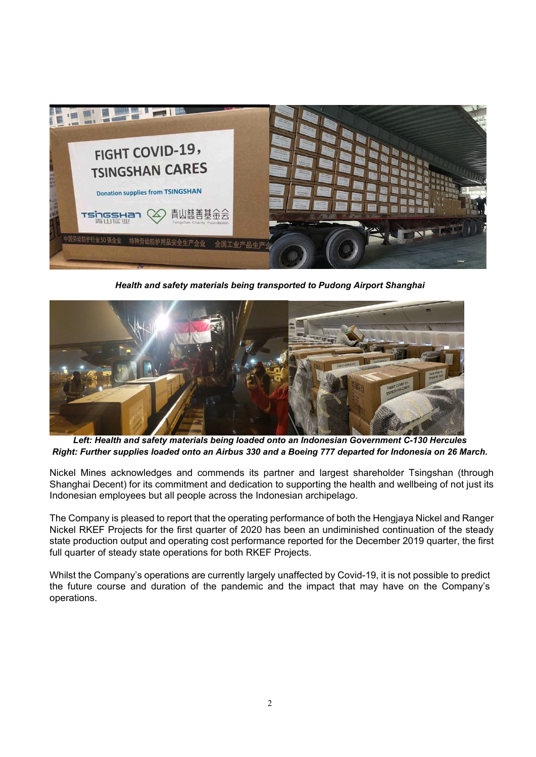***Health and safety materials being transported to Pudong Airport Shanghai***

***Left: Health and safety materials being loaded onto an Indonesian Government C-130 Hercules***
***Right: Further supplies loaded onto an Airbus 330 and a Boeing 777 departed for Indonesia on 26 March.***

Nickel Mines acknowledges and commends its partner and largest shareholder Tsingshan (through Shanghai Decent) for its commitment and dedication to supporting the health and wellbeing of not just its Indonesian employees but all people across the Indonesian archipelago.

The Company is pleased to report that the operating performance of both the Hengjaya Nickel and Ranger Nickel RKEF Projects for the first quarter of 2020 has been an undiminished continuation of the steady state production output and operating cost performance reported for the December 2019 quarter, the first full quarter of steady state operations for both RKEF Projects.

Whilst the Company's operations are currently largely unaffected by Covid-19, it is not possible to predict the future course and duration of the pandemic and the impact that may have on the Company's operations.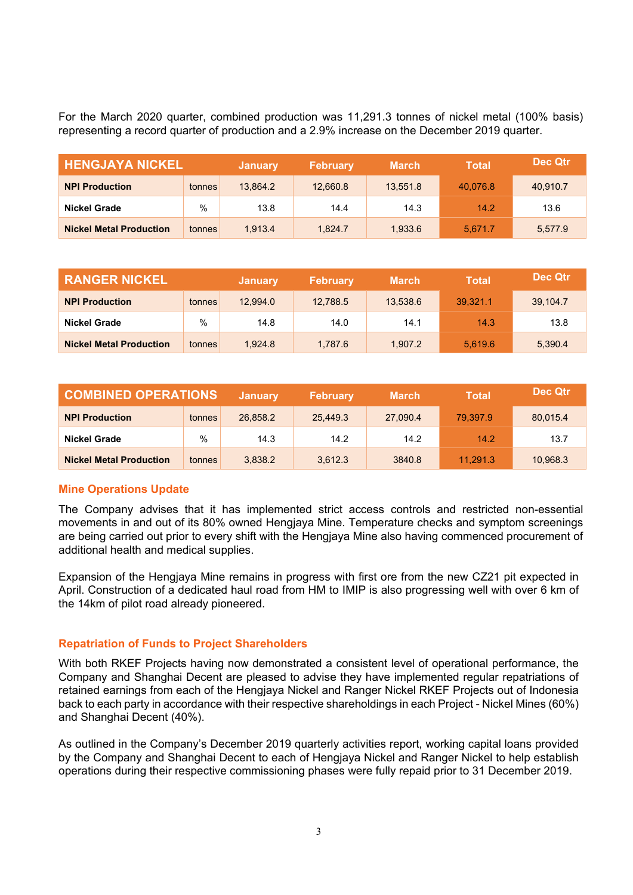For the March 2020 quarter, combined production was 11,291.3 tonnes of nickel metal (100% basis) representing a record quarter of production and a 2.9% increase on the December 2019 quarter.

| HENGJAYA NICKEL | | January | February | March | Total | Dec Qtr |
|---|---|---|---|---|---|---|
| **NPI Production** | tonnes | 13,864.2 | 12,660.8 | 13,551.8 | 40,076.8 | 40,910.7 |
| **Nickel Grade** | % | 13.8 | 14.4 | 14.3 | 14.2 | 13.6 |
| **Nickel Metal Production** | tonnes | 1,913.4 | 1,824.7 | 1,933.6 | 5,671.7 | 5,577.9 |

| RANGER NICKEL | | January | February | March | Total | Dec Qtr |
|---|---|---|---|---|---|---|
| **NPI Production** | tonnes | 12,994.0 | 12,788.5 | 13,538.6 | 39,321.1 | 39,104.7 |
| **Nickel Grade** | % | 14.8 | 14.0 | 14.1 | 14.3 | 13.8 |
| **Nickel Metal Production** | tonnes | 1,924.8 | 1,787.6 | 1,907.2 | 5,619.6 | 5,390.4 |

| COMBINED OPERATIONS | | January | February | March | Total | Dec Qtr |
|---|---|---|---|---|---|---|
| **NPI Production** | tonnes | 26,858.2 | 25,449.3 | 27,090.4 | 79,397.9 | 80,015.4 |
| **Nickel Grade** | % | 14.3 | 14.2 | 14.2 | 14.2 | 13.7 |
| **Nickel Metal Production** | tonnes | 3,838.2 | 3,612.3 | 3840.8 | 11,291.3 | 10,968.3 |

## Mine Operations Update

The Company advises that it has implemented strict access controls and restricted non-essential movements in and out of its 80% owned Hengjaya Mine. Temperature checks and symptom screenings are being carried out prior to every shift with the Hengjaya Mine also having commenced procurement of additional health and medical supplies.

Expansion of the Hengjaya Mine remains in progress with first ore from the new CZ21 pit expected in April. Construction of a dedicated haul road from HM to IMIP is also progressing well with over 6 km of the 14km of pilot road already pioneered.

## Repatriation of Funds to Project Shareholders

With both RKEF Projects having now demonstrated a consistent level of operational performance, the Company and Shanghai Decent are pleased to advise they have implemented regular repatriations of retained earnings from each of the Hengjaya Nickel and Ranger Nickel RKEF Projects out of Indonesia back to each party in accordance with their respective shareholdings in each Project - Nickel Mines (60%) and Shanghai Decent (40%).

As outlined in the Company's December 2019 quarterly activities report, working capital loans provided by the Company and Shanghai Decent to each of Hengjaya Nickel and Ranger Nickel to help establish operations during their respective commissioning phases were fully repaid prior to 31 December 2019.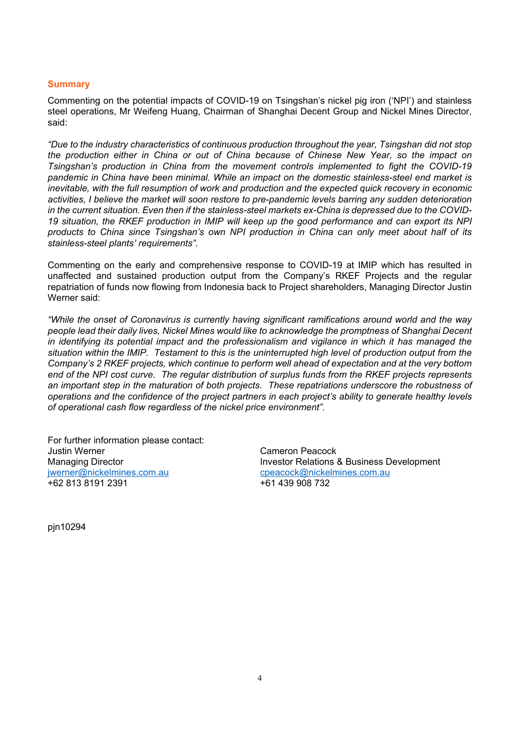## Summary

Commenting on the potential impacts of COVID-19 on Tsingshan's nickel pig iron ('NPI') and stainless steel operations, Mr Weifeng Huang, Chairman of Shanghai Decent Group and Nickel Mines Director, said:

*"Due to the industry characteristics of continuous production throughout the year, Tsingshan did not stop the production either in China or out of China because of Chinese New Year, so the impact on Tsingshan's production in China from the movement controls implemented to fight the COVID-19 pandemic in China have been minimal. While an impact on the domestic stainless-steel end market is inevitable, with the full resumption of work and production and the expected quick recovery in economic activities, I believe the market will soon restore to pre-pandemic levels barring any sudden deterioration in the current situation. Even then if the stainless-steel markets ex-China is depressed due to the COVID-19 situation, the RKEF production in IMIP will keep up the good performance and can export its NPI products to China since Tsingshan's own NPI production in China can only meet about half of its stainless-steel plants' requirements".*

Commenting on the early and comprehensive response to COVID-19 at IMIP which has resulted in unaffected and sustained production output from the Company's RKEF Projects and the regular repatriation of funds now flowing from Indonesia back to Project shareholders, Managing Director Justin Werner said:

*"While the onset of Coronavirus is currently having significant ramifications around world and the way people lead their daily lives, Nickel Mines would like to acknowledge the promptness of Shanghai Decent in identifying its potential impact and the professionalism and vigilance in which it has managed the situation within the IMIP. Testament to this is the uninterrupted high level of production output from the Company's 2 RKEF projects, which continue to perform well ahead of expectation and at the very bottom end of the NPI cost curve. The regular distribution of surplus funds from the RKEF projects represents an important step in the maturation of both projects. These repatriations underscore the robustness of operations and the confidence of the project partners in each project's ability to generate healthy levels of operational cash flow regardless of the nickel price environment".*

For further information please contact:

Justin Werner
Managing Director
jwerner@nickelmines.com.au
+62 813 8191 2391

Cameron Peacock
Investor Relations & Business Development
cpeacock@nickelmines.com.au
+61 439 908 732

pjn10294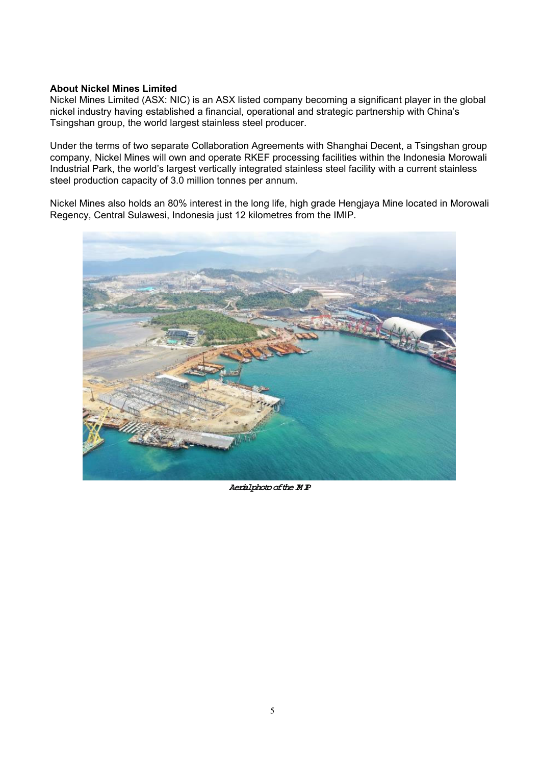**About Nickel Mines Limited**

Nickel Mines Limited (ASX: NIC) is an ASX listed company becoming a significant player in the global nickel industry having established a financial, operational and strategic partnership with China's Tsingshan group, the world largest stainless steel producer.

Under the terms of two separate Collaboration Agreements with Shanghai Decent, a Tsingshan group company, Nickel Mines will own and operate RKEF processing facilities within the Indonesia Morowali Industrial Park, the world's largest vertically integrated stainless steel facility with a current stainless steel production capacity of 3.0 million tonnes per annum.

Nickel Mines also holds an 80% interest in the long life, high grade Hengjaya Mine located in Morowali Regency, Central Sulawesi, Indonesia just 12 kilometres from the IMIP.

*Aerial photo of the IMIP*